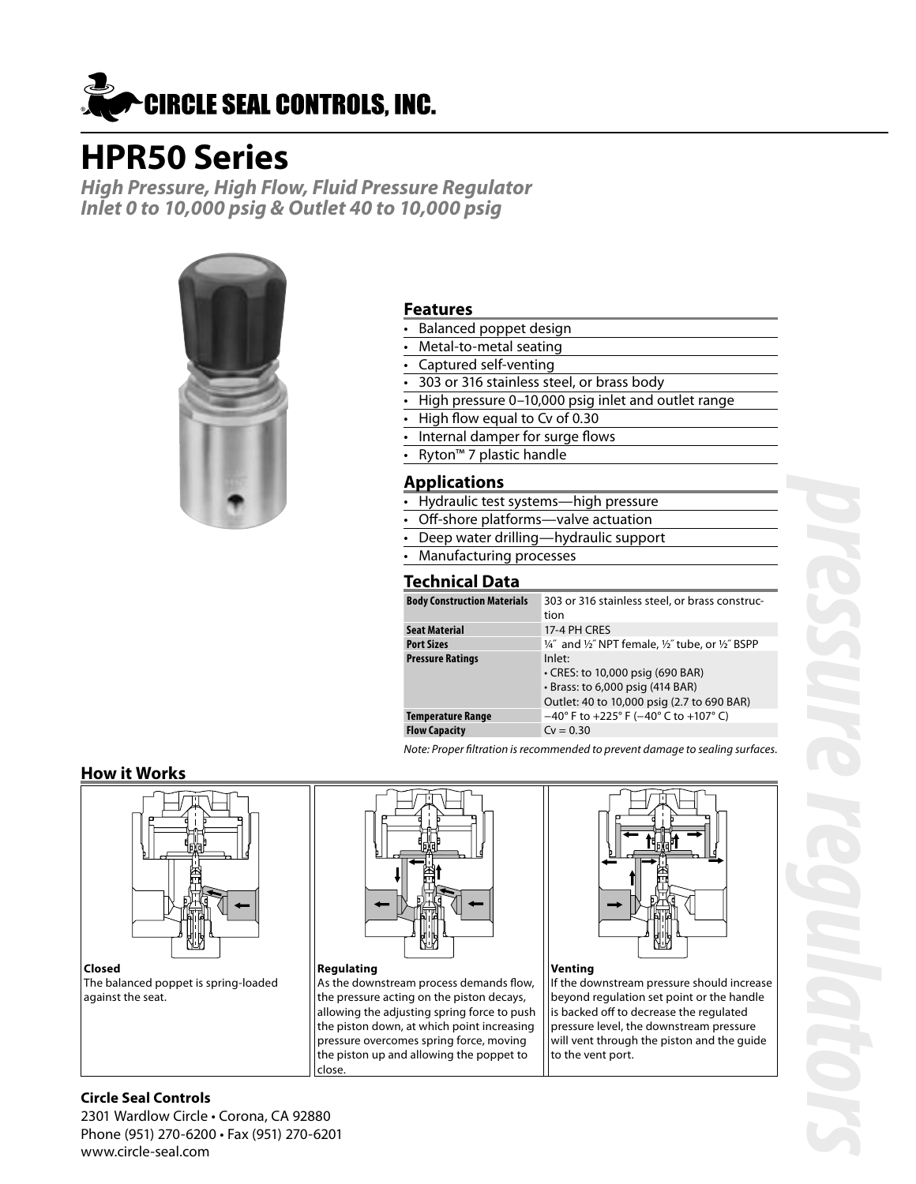CIRCLE SEAL CONTROLS, INC.

# HPR50 Series

***High Pressure, High Flow, Fluid Pressure Regulator***
***Inlet 0 to 10,000 psig & Outlet 40 to 10,000 psig***

## Features

- Balanced poppet design
- Metal-to-metal seating
- Captured self-venting
- 303 or 316 stainless steel, or brass body
- High pressure 0–10,000 psig inlet and outlet range
- High flow equal to Cv of 0.30
- Internal damper for surge flows
- Ryton™ 7 plastic handle

## Applications

- Hydraulic test systems—high pressure
- Off-shore platforms—valve actuation
- Deep water drilling—hydraulic support
- Manufacturing processes

## Technical Data

| | |
|---|---|
| **Body Construction Materials** | 303 or 316 stainless steel, or brass construction |
| **Seat Material** | 17-4 PH CRES |
| **Port Sizes** | ¼″ and ½″ NPT female, ½″ tube, or ½″ BSPP |
| **Pressure Ratings** | Inlet:<br>• CRES: to 10,000 psig (690 BAR)<br>• Brass: to 6,000 psig (414 BAR)<br>Outlet: 40 to 10,000 psig (2.7 to 690 BAR) |
| **Temperature Range** | −40° F to +225° F (−40° C to +107° C) |
| **Flow Capacity** | Cv = 0.30 |

*Note: Proper filtration is recommended to prevent damage to sealing surfaces.*

## How it Works

**Closed**
The balanced poppet is spring-loaded against the seat.

**Regulating**
As the downstream process demands flow, the pressure acting on the piston decays, allowing the adjusting spring force to push the piston down, at which point increasing pressure overcomes spring force, moving the piston up and allowing the poppet to close.

**Venting**
If the downstream pressure should increase beyond regulation set point or the handle is backed off to decrease the regulated pressure level, the downstream pressure will vent through the piston and the guide to the vent port.

***pressure regulators***

**Circle Seal Controls**
2301 Wardlow Circle • Corona, CA 92880
Phone (951) 270-6200 • Fax (951) 270-6201
www.circle-seal.com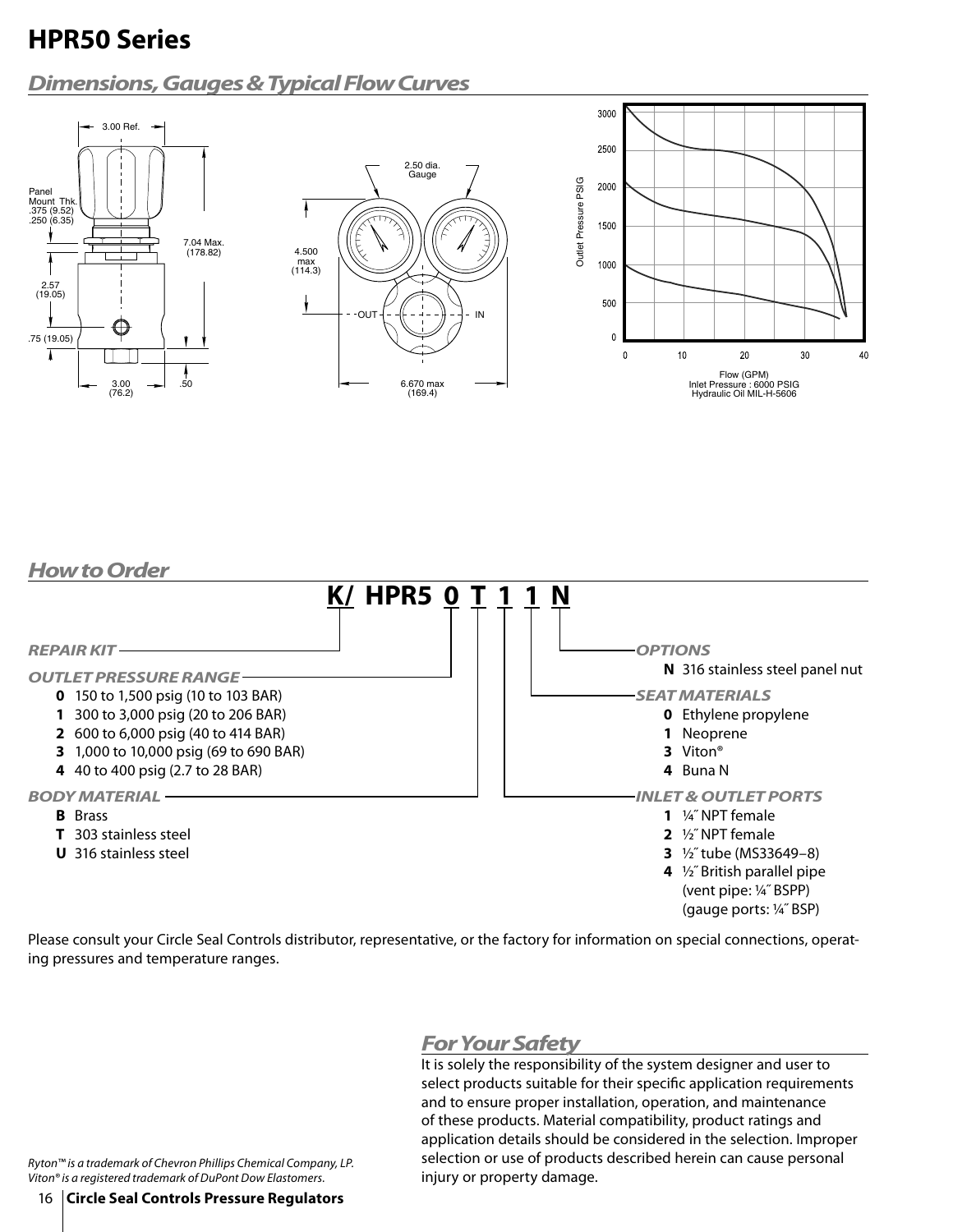# HPR50 Series

## *Dimensions, Gauges & Typical Flow Curves*

3.00 Ref.

Panel Mount Thk. .375 (9.52) .250 (6.35)

7.04 Max. (178.82)

2.57 (19.05)

.75 (19.05)

3.00 (76.2)

.50

2.50 dia. Gauge

4.500 max (114.3)

OUT

IN

6.670 max (169.4)

Outlet Pressure PSIG

3000
2500
2000
1500
1000
500
0

0 10 20 30 40

Flow (GPM)
Inlet Pressure : 6000 PSIG
Hydraulic Oil MIL-H-5606

## *How to Order*

**K/ HPR5 0 T 1 1 N**

***REPAIR KIT***

***OUTLET PRESSURE RANGE***

- **0** 150 to 1,500 psig (10 to 103 BAR)
- **1** 300 to 3,000 psig (20 to 206 BAR)
- **2** 600 to 6,000 psig (40 to 414 BAR)
- **3** 1,000 to 10,000 psig (69 to 690 BAR)
- **4** 40 to 400 psig (2.7 to 28 BAR)

***BODY MATERIAL***

- **B** Brass
- **T** 303 stainless steel
- **U** 316 stainless steel

***OPTIONS***

- **N** 316 stainless steel panel nut

***SEAT MATERIALS***

- **0** Ethylene propylene
- **1** Neoprene
- **3** Viton®
- **4** Buna N

***INLET & OUTLET PORTS***

- **1** ¼″ NPT female
- **2** ½″ NPT female
- **3** ½″ tube (MS33649–8)
- **4** ½″ British parallel pipe (vent pipe: ¼″ BSPP) (gauge ports: ¼″ BSP)

Please consult your Circle Seal Controls distributor, representative, or the factory for information on special connections, operating pressures and temperature ranges.

## *For Your Safety*

It is solely the responsibility of the system designer and user to select products suitable for their specific application requirements and to ensure proper installation, operation, and maintenance of these products. Material compatibility, product ratings and application details should be considered in the selection. Improper selection or use of products described herein can cause personal injury or property damage.

*Ryton™ is a trademark of Chevron Phillips Chemical Company, LP.*
*Viton® is a registered trademark of DuPont Dow Elastomers.*